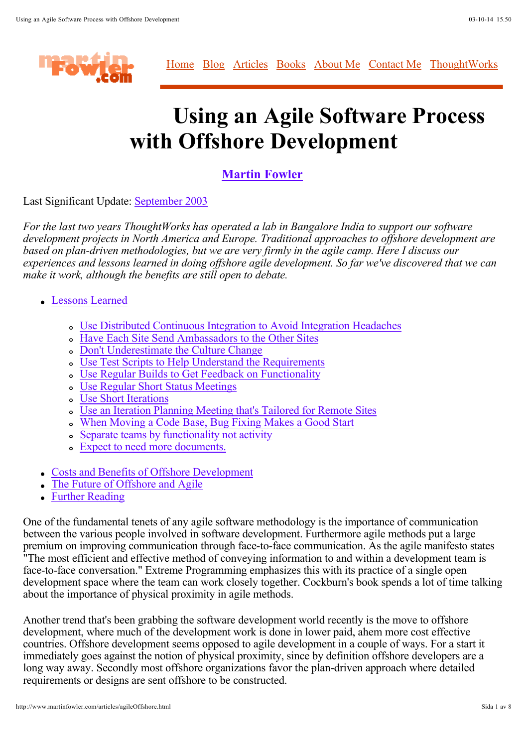Home Blog Articles Books About Me Contact Me ThoughtWorks

# Using an Agile Software Process with Offshore Development

**Martin Fowler**

Last Significant Update: September 2003

*For the last two years ThoughtWorks has operated a lab in Bangalore India to support our software development projects in North America and Europe. Traditional approaches to offshore development are based on plan-driven methodologies, but we are very firmly in the agile camp. Here I discuss our experiences and lessons learned in doing offshore agile development. So far we've discovered that we can make it work, although the benefits are still open to debate.*

- Lessons Learned
  - Use Distributed Continuous Integration to Avoid Integration Headaches
  - Have Each Site Send Ambassadors to the Other Sites
  - Don't Underestimate the Culture Change
  - Use Test Scripts to Help Understand the Requirements
  - Use Regular Builds to Get Feedback on Functionality
  - Use Regular Short Status Meetings
  - Use Short Iterations
  - Use an Iteration Planning Meeting that's Tailored for Remote Sites
  - When Moving a Code Base, Bug Fixing Makes a Good Start
  - Separate teams by functionality not activity
  - Expect to need more documents.
- Costs and Benefits of Offshore Development
- The Future of Offshore and Agile
- Further Reading

One of the fundamental tenets of any agile software methodology is the importance of communication between the various people involved in software development. Furthermore agile methods put a large premium on improving communication through face-to-face communication. As the agile manifesto states "The most efficient and effective method of conveying information to and within a development team is face-to-face conversation." Extreme Programming emphasizes this with its practice of a single open development space where the team can work closely together. Cockburn's book spends a lot of time talking about the importance of physical proximity in agile methods.

Another trend that's been grabbing the software development world recently is the move to offshore development, where much of the development work is done in lower paid, ahem more cost effective countries. Offshore development seems opposed to agile development in a couple of ways. For a start it immediately goes against the notion of physical proximity, since by definition offshore developers are a long way away. Secondly most offshore organizations favor the plan-driven approach where detailed requirements or designs are sent offshore to be constructed.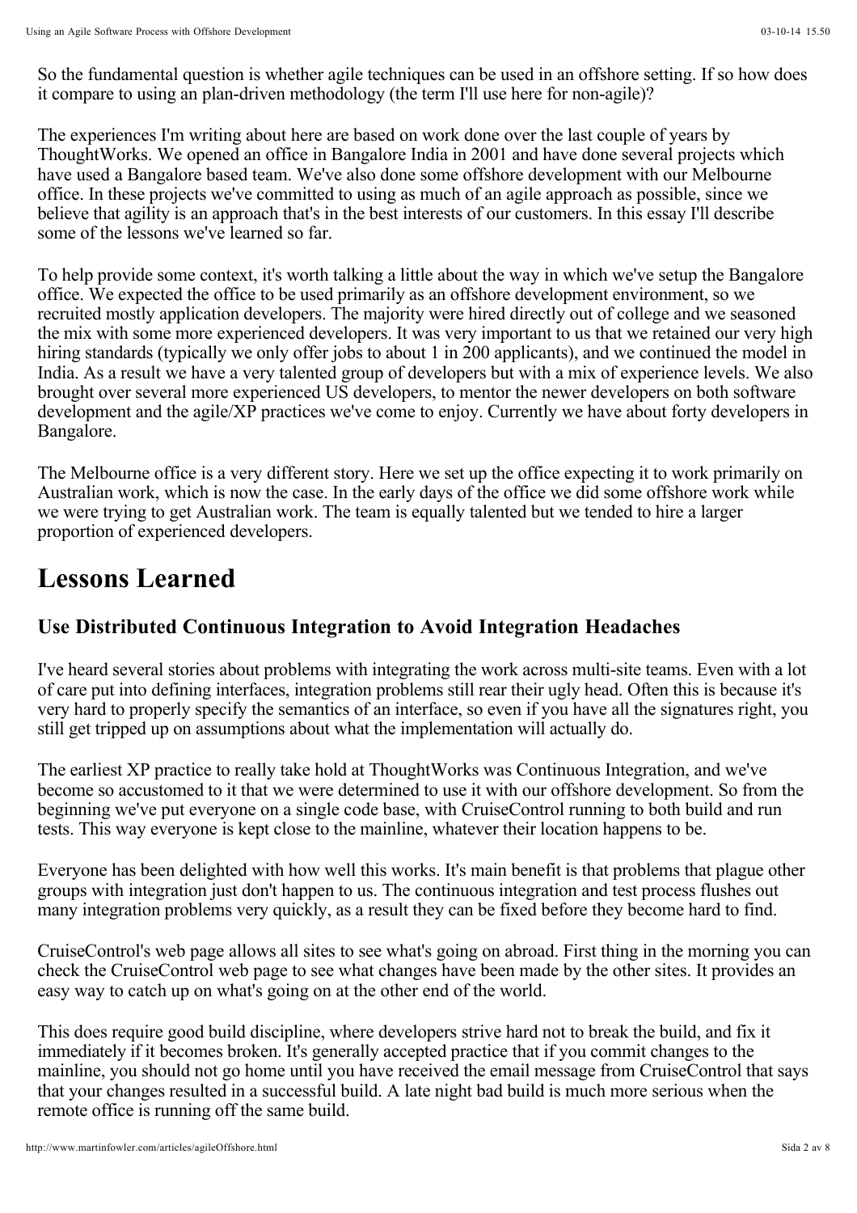So the fundamental question is whether agile techniques can be used in an offshore setting. If so how does it compare to using an plan-driven methodology (the term I'll use here for non-agile)?

The experiences I'm writing about here are based on work done over the last couple of years by ThoughtWorks. We opened an office in Bangalore India in 2001 and have done several projects which have used a Bangalore based team. We've also done some offshore development with our Melbourne office. In these projects we've committed to using as much of an agile approach as possible, since we believe that agility is an approach that's in the best interests of our customers. In this essay I'll describe some of the lessons we've learned so far.

To help provide some context, it's worth talking a little about the way in which we've setup the Bangalore office. We expected the office to be used primarily as an offshore development environment, so we recruited mostly application developers. The majority were hired directly out of college and we seasoned the mix with some more experienced developers. It was very important to us that we retained our very high hiring standards (typically we only offer jobs to about 1 in 200 applicants), and we continued the model in India. As a result we have a very talented group of developers but with a mix of experience levels. We also brought over several more experienced US developers, to mentor the newer developers on both software development and the agile/XP practices we've come to enjoy. Currently we have about forty developers in Bangalore.

The Melbourne office is a very different story. Here we set up the office expecting it to work primarily on Australian work, which is now the case. In the early days of the office we did some offshore work while we were trying to get Australian work. The team is equally talented but we tended to hire a larger proportion of experienced developers.

# Lessons Learned

## Use Distributed Continuous Integration to Avoid Integration Headaches

I've heard several stories about problems with integrating the work across multi-site teams. Even with a lot of care put into defining interfaces, integration problems still rear their ugly head. Often this is because it's very hard to properly specify the semantics of an interface, so even if you have all the signatures right, you still get tripped up on assumptions about what the implementation will actually do.

The earliest XP practice to really take hold at ThoughtWorks was Continuous Integration, and we've become so accustomed to it that we were determined to use it with our offshore development. So from the beginning we've put everyone on a single code base, with CruiseControl running to both build and run tests. This way everyone is kept close to the mainline, whatever their location happens to be.

Everyone has been delighted with how well this works. It's main benefit is that problems that plague other groups with integration just don't happen to us. The continuous integration and test process flushes out many integration problems very quickly, as a result they can be fixed before they become hard to find.

CruiseControl's web page allows all sites to see what's going on abroad. First thing in the morning you can check the CruiseControl web page to see what changes have been made by the other sites. It provides an easy way to catch up on what's going on at the other end of the world.

This does require good build discipline, where developers strive hard not to break the build, and fix it immediately if it becomes broken. It's generally accepted practice that if you commit changes to the mainline, you should not go home until you have received the email message from CruiseControl that says that your changes resulted in a successful build. A late night bad build is much more serious when the remote office is running off the same build.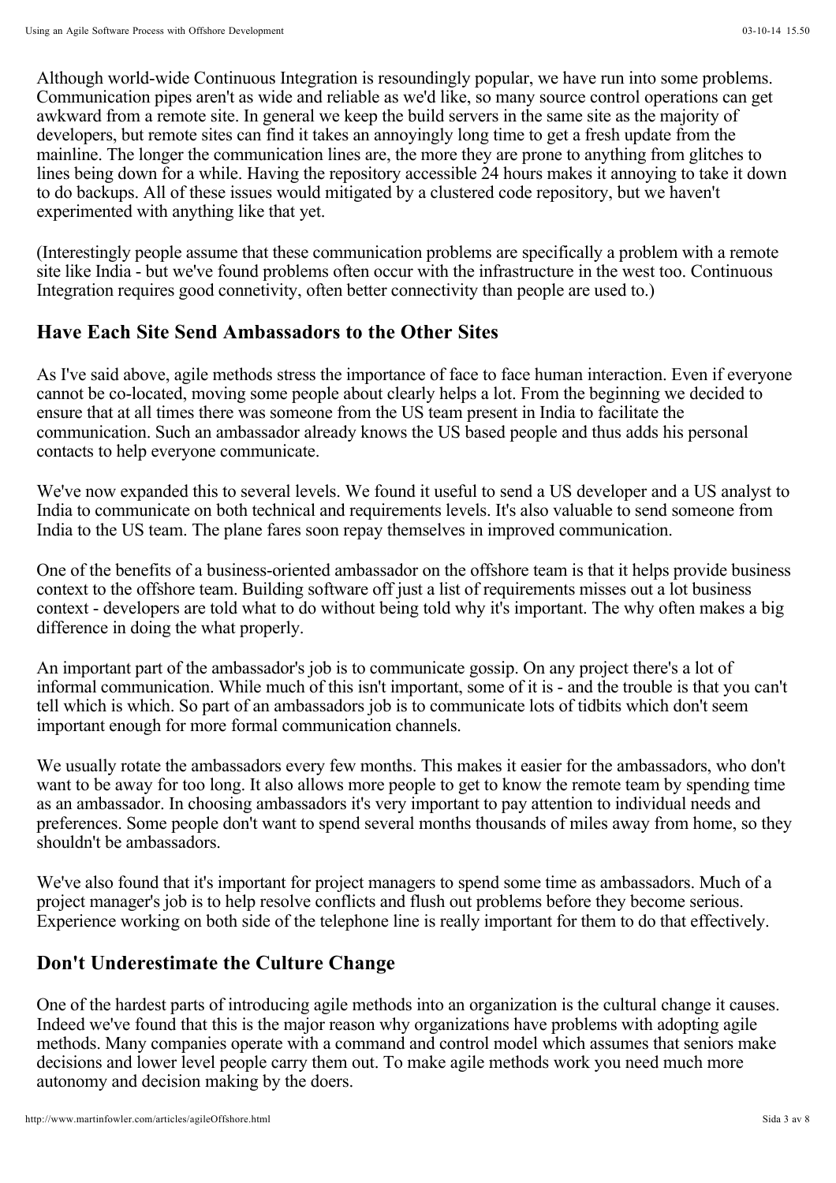Although world-wide Continuous Integration is resoundingly popular, we have run into some problems. Communication pipes aren't as wide and reliable as we'd like, so many source control operations can get awkward from a remote site. In general we keep the build servers in the same site as the majority of developers, but remote sites can find it takes an annoyingly long time to get a fresh update from the mainline. The longer the communication lines are, the more they are prone to anything from glitches to lines being down for a while. Having the repository accessible 24 hours makes it annoying to take it down to do backups. All of these issues would mitigated by a clustered code repository, but we haven't experimented with anything like that yet.

(Interestingly people assume that these communication problems are specifically a problem with a remote site like India - but we've found problems often occur with the infrastructure in the west too. Continuous Integration requires good connetivity, often better connectivity than people are used to.)

## Have Each Site Send Ambassadors to the Other Sites

As I've said above, agile methods stress the importance of face to face human interaction. Even if everyone cannot be co-located, moving some people about clearly helps a lot. From the beginning we decided to ensure that at all times there was someone from the US team present in India to facilitate the communication. Such an ambassador already knows the US based people and thus adds his personal contacts to help everyone communicate.

We've now expanded this to several levels. We found it useful to send a US developer and a US analyst to India to communicate on both technical and requirements levels. It's also valuable to send someone from India to the US team. The plane fares soon repay themselves in improved communication.

One of the benefits of a business-oriented ambassador on the offshore team is that it helps provide business context to the offshore team. Building software off just a list of requirements misses out a lot business context - developers are told what to do without being told why it's important. The why often makes a big difference in doing the what properly.

An important part of the ambassador's job is to communicate gossip. On any project there's a lot of informal communication. While much of this isn't important, some of it is - and the trouble is that you can't tell which is which. So part of an ambassadors job is to communicate lots of tidbits which don't seem important enough for more formal communication channels.

We usually rotate the ambassadors every few months. This makes it easier for the ambassadors, who don't want to be away for too long. It also allows more people to get to know the remote team by spending time as an ambassador. In choosing ambassadors it's very important to pay attention to individual needs and preferences. Some people don't want to spend several months thousands of miles away from home, so they shouldn't be ambassadors.

We've also found that it's important for project managers to spend some time as ambassadors. Much of a project manager's job is to help resolve conflicts and flush out problems before they become serious. Experience working on both side of the telephone line is really important for them to do that effectively.

## Don't Underestimate the Culture Change

One of the hardest parts of introducing agile methods into an organization is the cultural change it causes. Indeed we've found that this is the major reason why organizations have problems with adopting agile methods. Many companies operate with a command and control model which assumes that seniors make decisions and lower level people carry them out. To make agile methods work you need much more autonomy and decision making by the doers.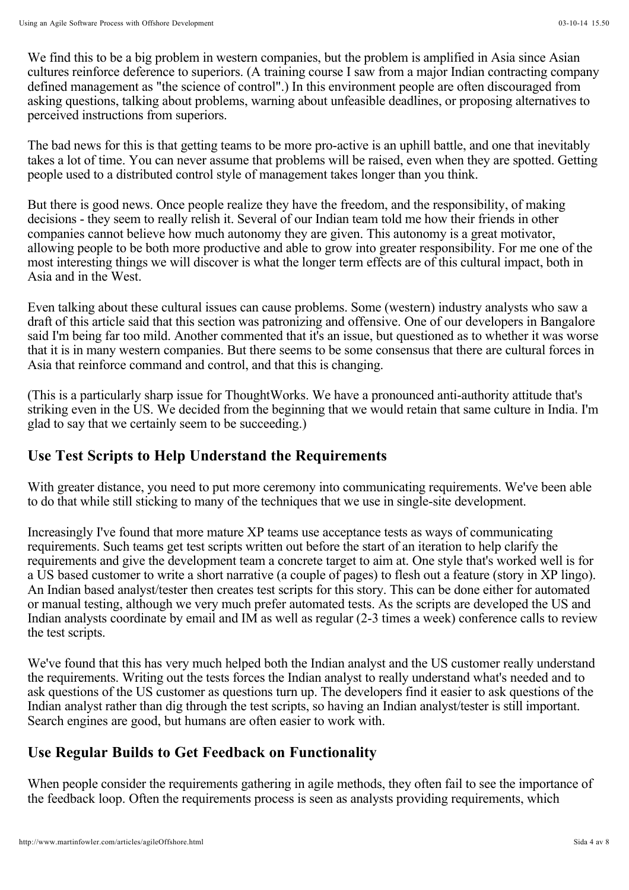We find this to be a big problem in western companies, but the problem is amplified in Asia since Asian cultures reinforce deference to superiors. (A training course I saw from a major Indian contracting company defined management as "the science of control".) In this environment people are often discouraged from asking questions, talking about problems, warning about unfeasible deadlines, or proposing alternatives to perceived instructions from superiors.

The bad news for this is that getting teams to be more pro-active is an uphill battle, and one that inevitably takes a lot of time. You can never assume that problems will be raised, even when they are spotted. Getting people used to a distributed control style of management takes longer than you think.

But there is good news. Once people realize they have the freedom, and the responsibility, of making decisions - they seem to really relish it. Several of our Indian team told me how their friends in other companies cannot believe how much autonomy they are given. This autonomy is a great motivator, allowing people to be both more productive and able to grow into greater responsibility. For me one of the most interesting things we will discover is what the longer term effects are of this cultural impact, both in Asia and in the West.

Even talking about these cultural issues can cause problems. Some (western) industry analysts who saw a draft of this article said that this section was patronizing and offensive. One of our developers in Bangalore said I'm being far too mild. Another commented that it's an issue, but questioned as to whether it was worse that it is in many western companies. But there seems to be some consensus that there are cultural forces in Asia that reinforce command and control, and that this is changing.

(This is a particularly sharp issue for ThoughtWorks. We have a pronounced anti-authority attitude that's striking even in the US. We decided from the beginning that we would retain that same culture in India. I'm glad to say that we certainly seem to be succeeding.)

## Use Test Scripts to Help Understand the Requirements

With greater distance, you need to put more ceremony into communicating requirements. We've been able to do that while still sticking to many of the techniques that we use in single-site development.

Increasingly I've found that more mature XP teams use acceptance tests as ways of communicating requirements. Such teams get test scripts written out before the start of an iteration to help clarify the requirements and give the development team a concrete target to aim at. One style that's worked well is for a US based customer to write a short narrative (a couple of pages) to flesh out a feature (story in XP lingo). An Indian based analyst/tester then creates test scripts for this story. This can be done either for automated or manual testing, although we very much prefer automated tests. As the scripts are developed the US and Indian analysts coordinate by email and IM as well as regular (2-3 times a week) conference calls to review the test scripts.

We've found that this has very much helped both the Indian analyst and the US customer really understand the requirements. Writing out the tests forces the Indian analyst to really understand what's needed and to ask questions of the US customer as questions turn up. The developers find it easier to ask questions of the Indian analyst rather than dig through the test scripts, so having an Indian analyst/tester is still important. Search engines are good, but humans are often easier to work with.

## Use Regular Builds to Get Feedback on Functionality

When people consider the requirements gathering in agile methods, they often fail to see the importance of the feedback loop. Often the requirements process is seen as analysts providing requirements, which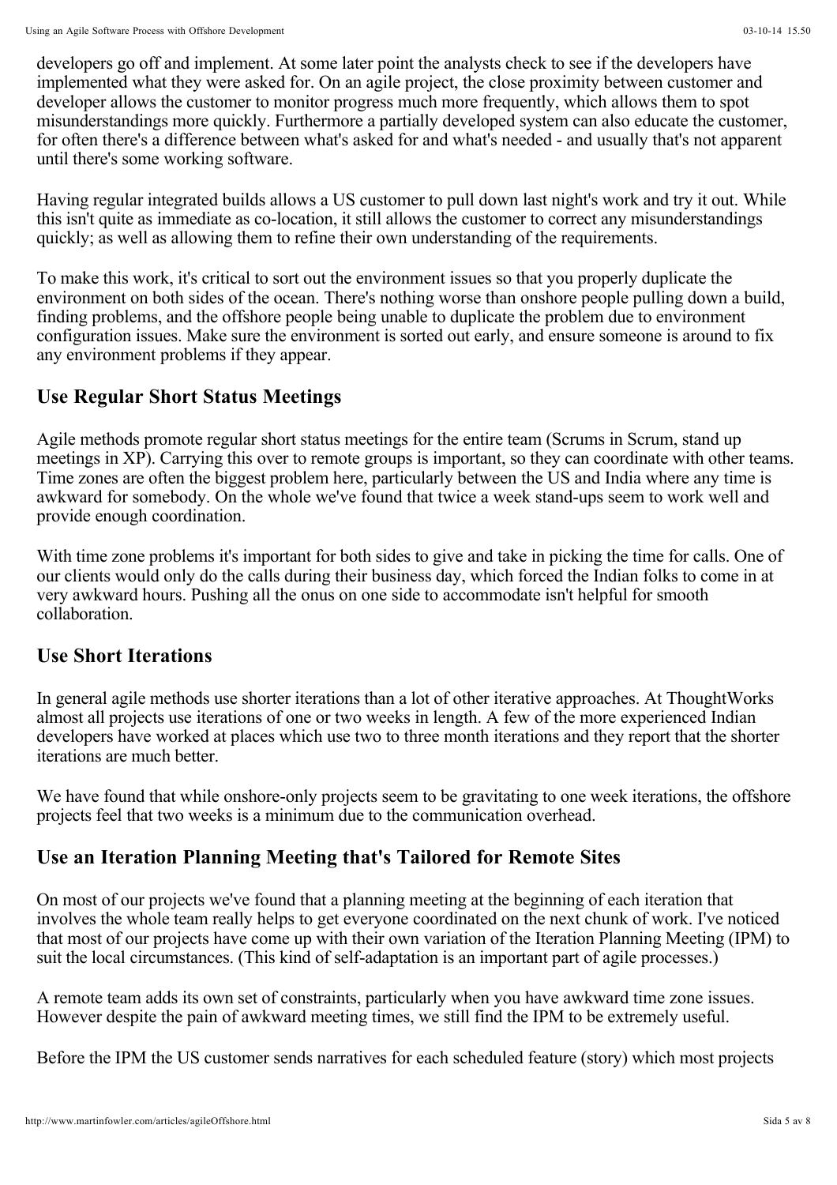developers go off and implement. At some later point the analysts check to see if the developers have implemented what they were asked for. On an agile project, the close proximity between customer and developer allows the customer to monitor progress much more frequently, which allows them to spot misunderstandings more quickly. Furthermore a partially developed system can also educate the customer, for often there's a difference between what's asked for and what's needed - and usually that's not apparent until there's some working software.

Having regular integrated builds allows a US customer to pull down last night's work and try it out. While this isn't quite as immediate as co-location, it still allows the customer to correct any misunderstandings quickly; as well as allowing them to refine their own understanding of the requirements.

To make this work, it's critical to sort out the environment issues so that you properly duplicate the environment on both sides of the ocean. There's nothing worse than onshore people pulling down a build, finding problems, and the offshore people being unable to duplicate the problem due to environment configuration issues. Make sure the environment is sorted out early, and ensure someone is around to fix any environment problems if they appear.

## Use Regular Short Status Meetings

Agile methods promote regular short status meetings for the entire team (Scrums in Scrum, stand up meetings in XP). Carrying this over to remote groups is important, so they can coordinate with other teams. Time zones are often the biggest problem here, particularly between the US and India where any time is awkward for somebody. On the whole we've found that twice a week stand-ups seem to work well and provide enough coordination.

With time zone problems it's important for both sides to give and take in picking the time for calls. One of our clients would only do the calls during their business day, which forced the Indian folks to come in at very awkward hours. Pushing all the onus on one side to accommodate isn't helpful for smooth collaboration.

## Use Short Iterations

In general agile methods use shorter iterations than a lot of other iterative approaches. At ThoughtWorks almost all projects use iterations of one or two weeks in length. A few of the more experienced Indian developers have worked at places which use two to three month iterations and they report that the shorter iterations are much better.

We have found that while onshore-only projects seem to be gravitating to one week iterations, the offshore projects feel that two weeks is a minimum due to the communication overhead.

## Use an Iteration Planning Meeting that's Tailored for Remote Sites

On most of our projects we've found that a planning meeting at the beginning of each iteration that involves the whole team really helps to get everyone coordinated on the next chunk of work. I've noticed that most of our projects have come up with their own variation of the Iteration Planning Meeting (IPM) to suit the local circumstances. (This kind of self-adaptation is an important part of agile processes.)

A remote team adds its own set of constraints, particularly when you have awkward time zone issues. However despite the pain of awkward meeting times, we still find the IPM to be extremely useful.

Before the IPM the US customer sends narratives for each scheduled feature (story) which most projects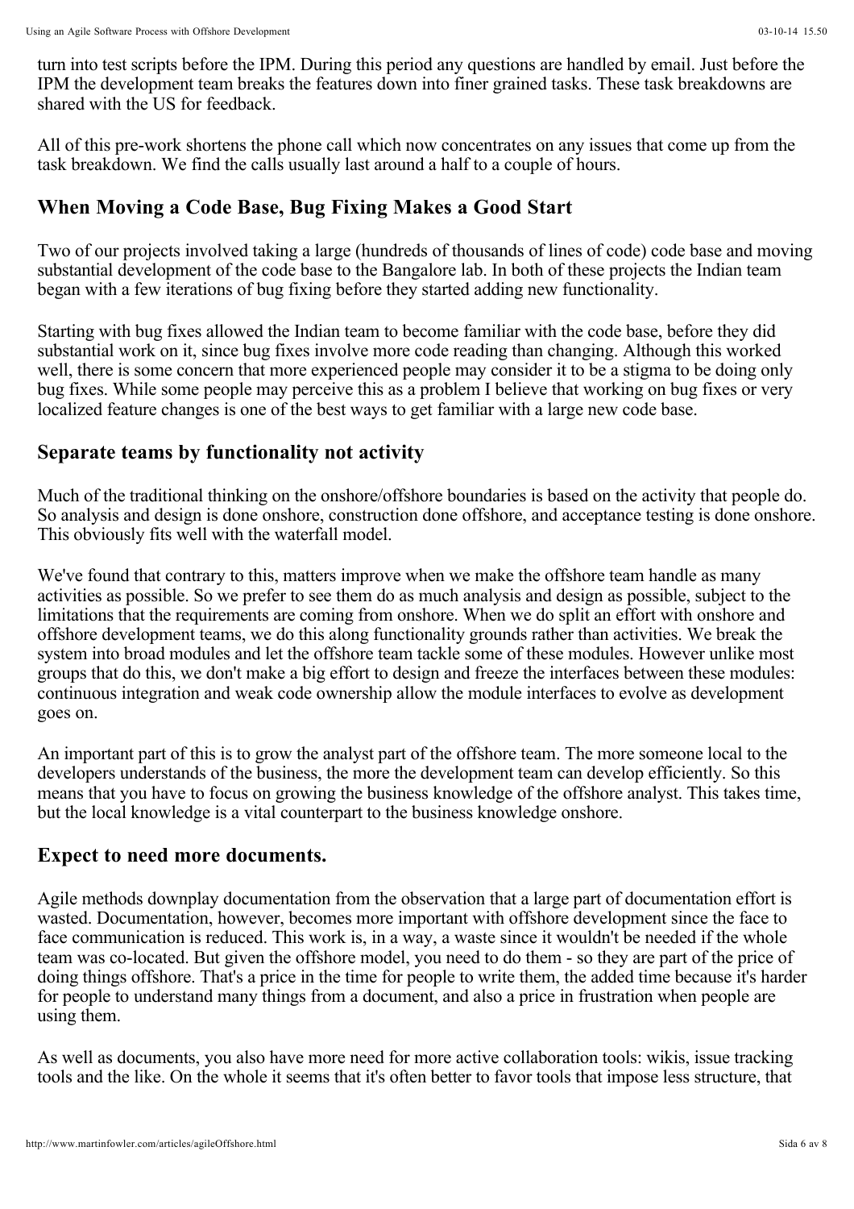turn into test scripts before the IPM. During this period any questions are handled by email. Just before the IPM the development team breaks the features down into finer grained tasks. These task breakdowns are shared with the US for feedback.

All of this pre-work shortens the phone call which now concentrates on any issues that come up from the task breakdown. We find the calls usually last around a half to a couple of hours.

## When Moving a Code Base, Bug Fixing Makes a Good Start

Two of our projects involved taking a large (hundreds of thousands of lines of code) code base and moving substantial development of the code base to the Bangalore lab. In both of these projects the Indian team began with a few iterations of bug fixing before they started adding new functionality.

Starting with bug fixes allowed the Indian team to become familiar with the code base, before they did substantial work on it, since bug fixes involve more code reading than changing. Although this worked well, there is some concern that more experienced people may consider it to be a stigma to be doing only bug fixes. While some people may perceive this as a problem I believe that working on bug fixes or very localized feature changes is one of the best ways to get familiar with a large new code base.

## Separate teams by functionality not activity

Much of the traditional thinking on the onshore/offshore boundaries is based on the activity that people do. So analysis and design is done onshore, construction done offshore, and acceptance testing is done onshore. This obviously fits well with the waterfall model.

We've found that contrary to this, matters improve when we make the offshore team handle as many activities as possible. So we prefer to see them do as much analysis and design as possible, subject to the limitations that the requirements are coming from onshore. When we do split an effort with onshore and offshore development teams, we do this along functionality grounds rather than activities. We break the system into broad modules and let the offshore team tackle some of these modules. However unlike most groups that do this, we don't make a big effort to design and freeze the interfaces between these modules: continuous integration and weak code ownership allow the module interfaces to evolve as development goes on.

An important part of this is to grow the analyst part of the offshore team. The more someone local to the developers understands of the business, the more the development team can develop efficiently. So this means that you have to focus on growing the business knowledge of the offshore analyst. This takes time, but the local knowledge is a vital counterpart to the business knowledge onshore.

## Expect to need more documents.

Agile methods downplay documentation from the observation that a large part of documentation effort is wasted. Documentation, however, becomes more important with offshore development since the face to face communication is reduced. This work is, in a way, a waste since it wouldn't be needed if the whole team was co-located. But given the offshore model, you need to do them - so they are part of the price of doing things offshore. That's a price in the time for people to write them, the added time because it's harder for people to understand many things from a document, and also a price in frustration when people are using them.

As well as documents, you also have more need for more active collaboration tools: wikis, issue tracking tools and the like. On the whole it seems that it's often better to favor tools that impose less structure, that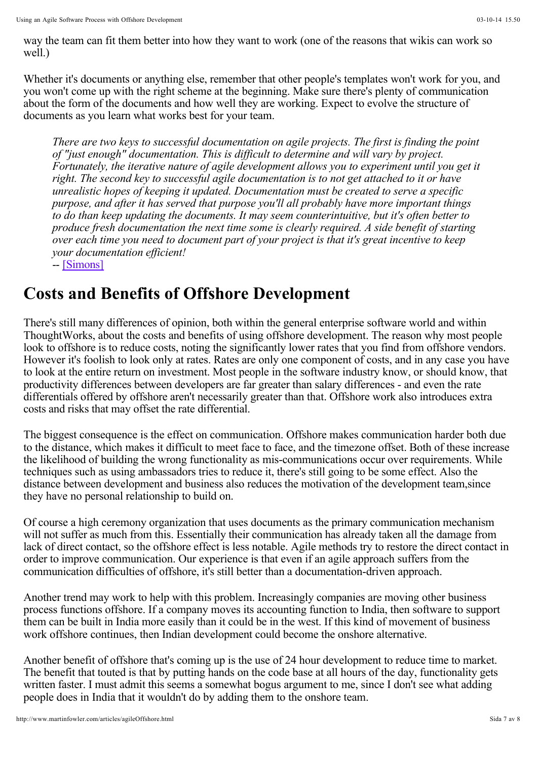way the team can fit them better into how they want to work (one of the reasons that wikis can work so well.)

Whether it's documents or anything else, remember that other people's templates won't work for you, and you won't come up with the right scheme at the beginning. Make sure there's plenty of communication about the form of the documents and how well they are working. Expect to evolve the structure of documents as you learn what works best for your team.

> *There are two keys to successful documentation on agile projects. The first is finding the point of "just enough" documentation. This is difficult to determine and will vary by project. Fortunately, the iterative nature of agile development allows you to experiment until you get it right. The second key to successful agile documentation is to not get attached to it or have unrealistic hopes of keeping it updated. Documentation must be created to serve a specific purpose, and after it has served that purpose you'll all probably have more important things to do than keep updating the documents. It may seem counterintuitive, but it's often better to produce fresh documentation the next time some is clearly required. A side benefit of starting over each time you need to document part of your project is that it's great incentive to keep your documentation efficient!*
> -- [Simons]

# Costs and Benefits of Offshore Development

There's still many differences of opinion, both within the general enterprise software world and within ThoughtWorks, about the costs and benefits of using offshore development. The reason why most people look to offshore is to reduce costs, noting the significantly lower rates that you find from offshore vendors. However it's foolish to look only at rates. Rates are only one component of costs, and in any case you have to look at the entire return on investment. Most people in the software industry know, or should know, that productivity differences between developers are far greater than salary differences - and even the rate differentials offered by offshore aren't necessarily greater than that. Offshore work also introduces extra costs and risks that may offset the rate differential.

The biggest consequence is the effect on communication. Offshore makes communication harder both due to the distance, which makes it difficult to meet face to face, and the timezone offset. Both of these increase the likelihood of building the wrong functionality as mis-communications occur over requirements. While techniques such as using ambassadors tries to reduce it, there's still going to be some effect. Also the distance between development and business also reduces the motivation of the development team,since they have no personal relationship to build on.

Of course a high ceremony organization that uses documents as the primary communication mechanism will not suffer as much from this. Essentially their communication has already taken all the damage from lack of direct contact, so the offshore effect is less notable. Agile methods try to restore the direct contact in order to improve communication. Our experience is that even if an agile approach suffers from the communication difficulties of offshore, it's still better than a documentation-driven approach.

Another trend may work to help with this problem. Increasingly companies are moving other business process functions offshore. If a company moves its accounting function to India, then software to support them can be built in India more easily than it could be in the west. If this kind of movement of business work offshore continues, then Indian development could become the onshore alternative.

Another benefit of offshore that's coming up is the use of 24 hour development to reduce time to market. The benefit that touted is that by putting hands on the code base at all hours of the day, functionality gets written faster. I must admit this seems a somewhat bogus argument to me, since I don't see what adding people does in India that it wouldn't do by adding them to the onshore team.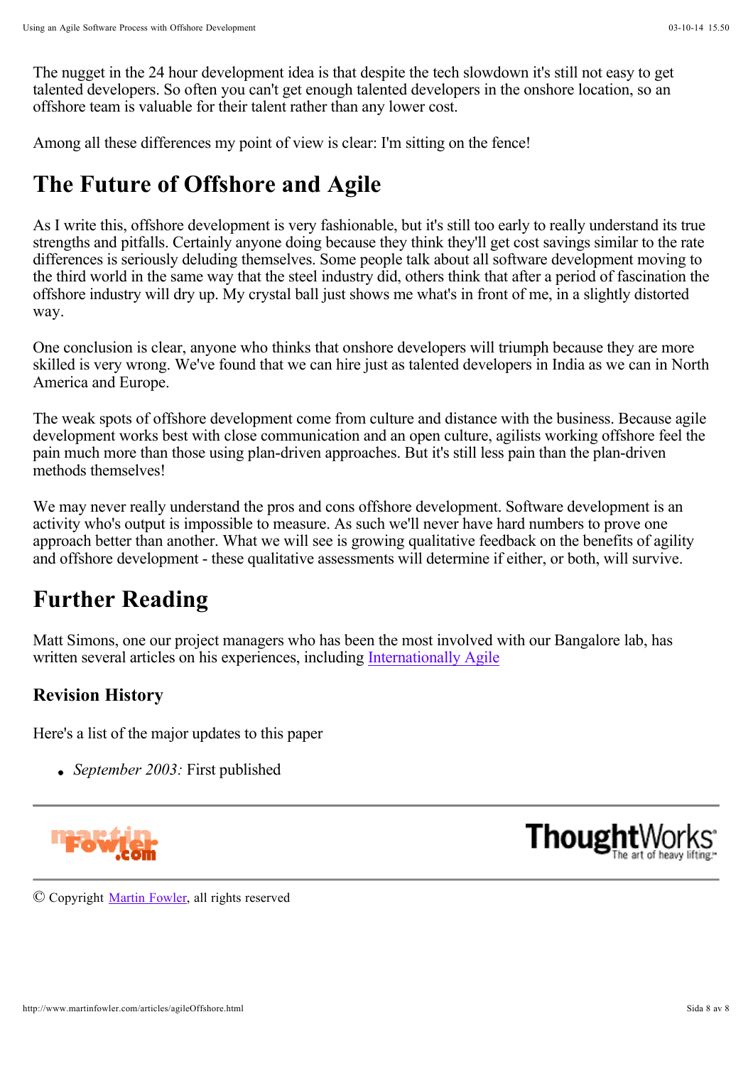The nugget in the 24 hour development idea is that despite the tech slowdown it's still not easy to get talented developers. So often you can't get enough talented developers in the onshore location, so an offshore team is valuable for their talent rather than any lower cost.

Among all these differences my point of view is clear: I'm sitting on the fence!

# The Future of Offshore and Agile

As I write this, offshore development is very fashionable, but it's still too early to really understand its true strengths and pitfalls. Certainly anyone doing because they think they'll get cost savings similar to the rate differences is seriously deluding themselves. Some people talk about all software development moving to the third world in the same way that the steel industry did, others think that after a period of fascination the offshore industry will dry up. My crystal ball just shows me what's in front of me, in a slightly distorted way.

One conclusion is clear, anyone who thinks that onshore developers will triumph because they are more skilled is very wrong. We've found that we can hire just as talented developers in India as we can in North America and Europe.

The weak spots of offshore development come from culture and distance with the business. Because agile development works best with close communication and an open culture, agilists working offshore feel the pain much more than those using plan-driven approaches. But it's still less pain than the plan-driven methods themselves!

We may never really understand the pros and cons offshore development. Software development is an activity who's output is impossible to measure. As such we'll never have hard numbers to prove one approach better than another. What we will see is growing qualitative feedback on the benefits of agility and offshore development - these qualitative assessments will determine if either, or both, will survive.

# Further Reading

Matt Simons, one our project managers who has been the most involved with our Bangalore lab, has written several articles on his experiences, including Internationally Agile

### Revision History

Here's a list of the major updates to this paper

- *September 2003:* First published

martinfowler.com

ThoughtWorks The art of heavy lifting.

© Copyright Martin Fowler, all rights reserved